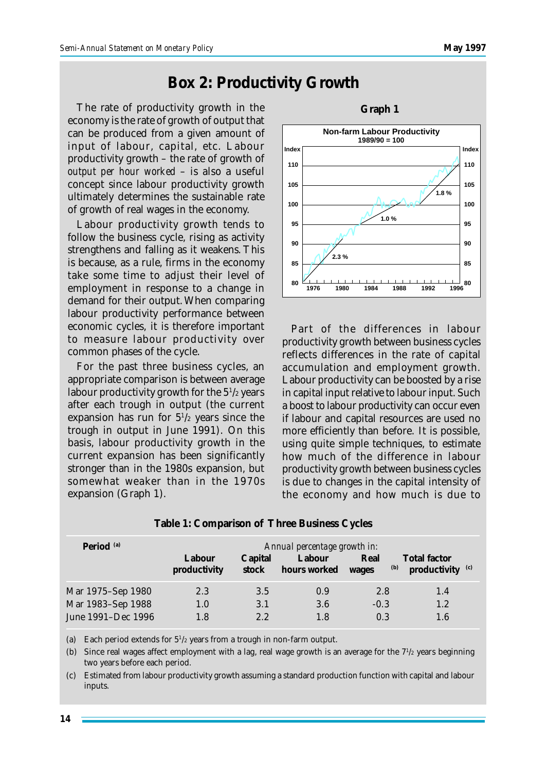## Box 2: Productivity Growth

The rate of productivity growth in the economy is the rate of growth of output that can be produced from a given amount of input of labour, capital, etc. Labour productivity growth – the rate of growth of *output per hour worked* – is also a useful concept since labour productivity growth ultimately determines the sustainable rate of growth of real wages in the economy.

Labour productivity growth tends to follow the business cycle, rising as activity strengthens and falling as it weakens. This is because, as a rule, firms in the economy take some time to adjust their level of employment in response to a change in demand for their output. When comparing labour productivity performance between economic cycles, it is therefore important to measure labour productivity over common phases of the cycle.

For the past three business cycles, an appropriate comparison is between average labour productivity growth for the 5½ years after each trough in output (the current expansion has run for 5½ years since the trough in output in June 1991). On this basis, labour productivity growth in the current expansion has been significantly stronger than in the 1980s expansion, but somewhat weaker than in the 1970s expansion (Graph 1).

**Graph 1**

**Non-farm Labour Productivity**
**1989/90 = 100**

Part of the differences in labour productivity growth between business cycles reflects differences in the rate of capital accumulation and employment growth. Labour productivity can be boosted by a rise in capital input relative to labour input. Such a boost to labour productivity can occur even if labour and capital resources are used no more efficiently than before. It is possible, using quite simple techniques, to estimate how much of the difference in labour productivity growth between business cycles is due to changes in the capital intensity of the economy and how much is due to

**Table 1: Comparison of Three Business Cycles**

| Period [(a)] | *Annual percentage growth in:* | | | | |
|---|---|---|---|---|---|
| | Labour productivity | Capital stock | Labour hours worked | Real wages [(b)] | Total factor productivity [(c)] |
| Mar 1975–Sep 1980 | 2.3 | 3.5 | 0.9 | 2.8 | 1.4 |
| Mar 1983–Sep 1988 | 1.0 | 3.1 | 3.6 | -0.3 | 1.2 |
| June 1991–Dec 1996 | 1.8 | 2.2 | 1.8 | 0.3 | 1.6 |

(a) Each period extends for 5½ years from a trough in non-farm output.

(b) Since real wages affect employment with a lag, real wage growth is an average for the 7½ years beginning two years before each period.

(c) Estimated from labour productivity growth assuming a standard production function with capital and labour inputs.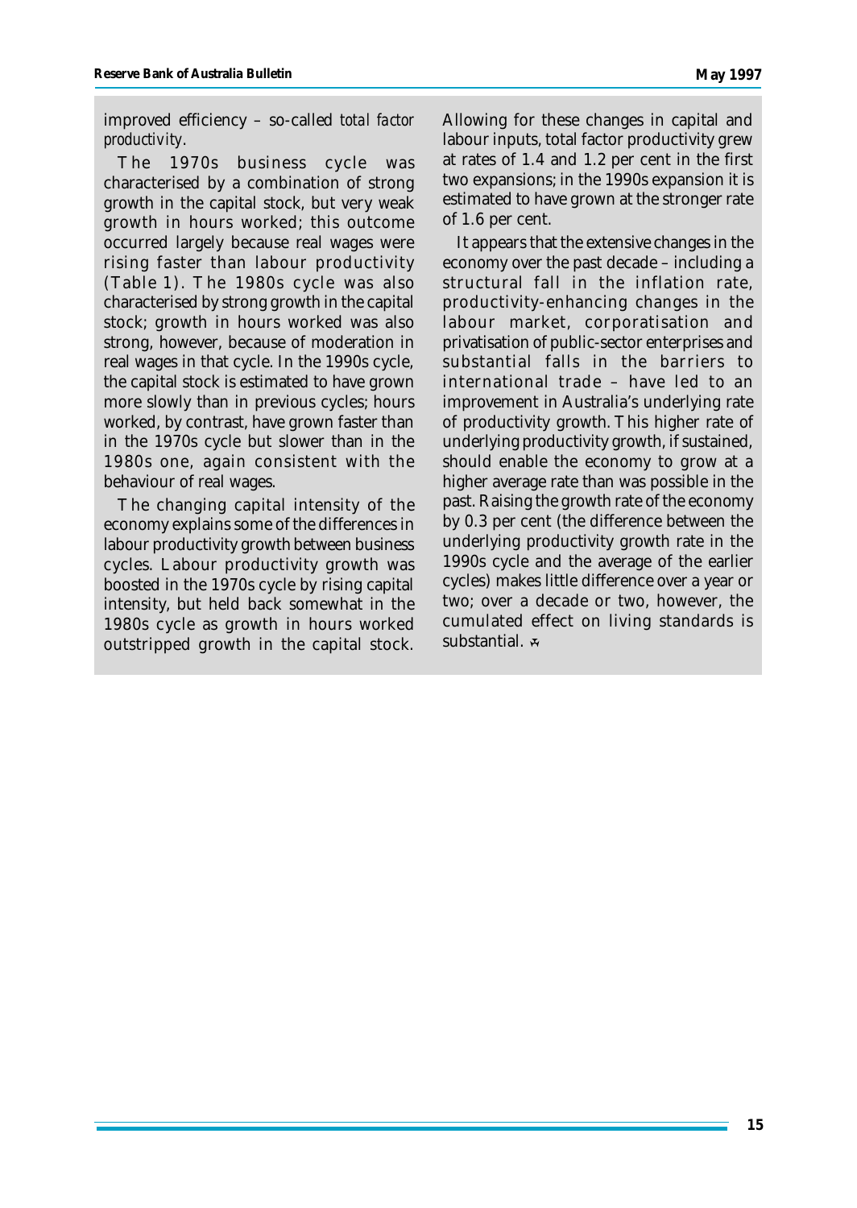improved efficiency – so-called *total factor productivity*.

The 1970s business cycle was characterised by a combination of strong growth in the capital stock, but very weak growth in hours worked; this outcome occurred largely because real wages were rising faster than labour productivity (Table 1). The 1980s cycle was also characterised by strong growth in the capital stock; growth in hours worked was also strong, however, because of moderation in real wages in that cycle. In the 1990s cycle, the capital stock is estimated to have grown more slowly than in previous cycles; hours worked, by contrast, have grown faster than in the 1970s cycle but slower than in the 1980s one, again consistent with the behaviour of real wages.

The changing capital intensity of the economy explains some of the differences in labour productivity growth between business cycles. Labour productivity growth was boosted in the 1970s cycle by rising capital intensity, but held back somewhat in the 1980s cycle as growth in hours worked outstripped growth in the capital stock. Allowing for these changes in capital and labour inputs, total factor productivity grew at rates of 1.4 and 1.2 per cent in the first two expansions; in the 1990s expansion it is estimated to have grown at the stronger rate of 1.6 per cent.

It appears that the extensive changes in the economy over the past decade – including a structural fall in the inflation rate, productivity-enhancing changes in the labour market, corporatisation and privatisation of public-sector enterprises and substantial falls in the barriers to international trade – have led to an improvement in Australia's underlying rate of productivity growth. This higher rate of underlying productivity growth, if sustained, should enable the economy to grow at a higher average rate than was possible in the past. Raising the growth rate of the economy by 0.3 per cent (the difference between the underlying productivity growth rate in the 1990s cycle and the average of the earlier cycles) makes little difference over a year or two; over a decade or two, however, the cumulated effect on living standards is substantial.